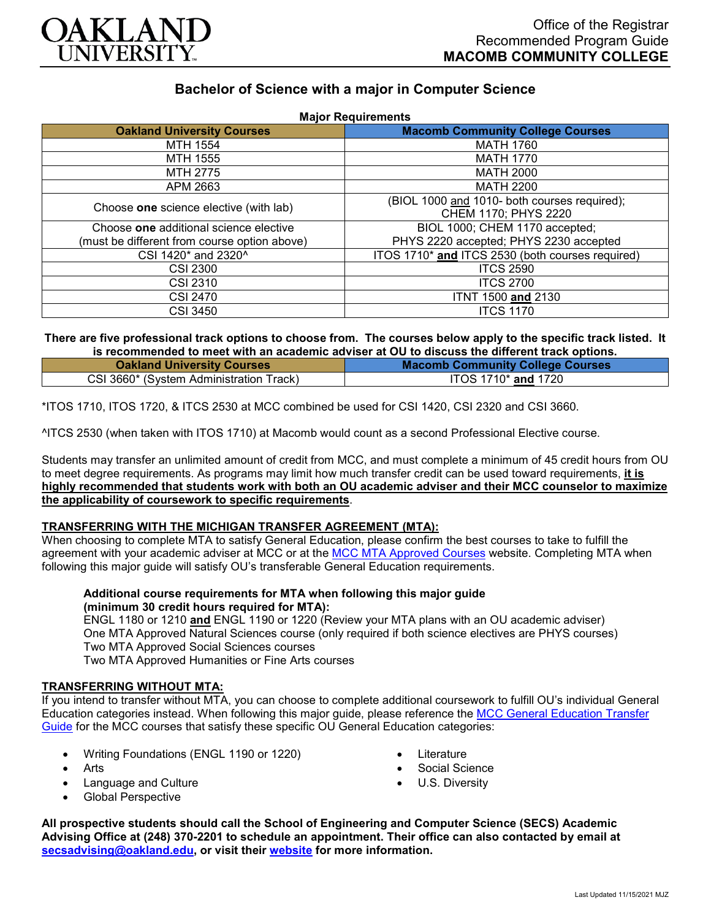Office of the Registrar
Recommended Program Guide
**MACOMB COMMUNITY COLLEGE**

# Bachelor of Science with a major in Computer Science

**Major Requirements**

| Oakland University Courses | Macomb Community College Courses |
|---|---|
| MTH 1554 | MATH 1760 |
| MTH 1555 | MATH 1770 |
| MTH 2775 | MATH 2000 |
| APM 2663 | MATH 2200 |
| Choose **one** science elective (with lab) | (BIOL 1000 and 1010- both courses required); CHEM 1170; PHYS 2220 |
| Choose **one** additional science elective (must be different from course option above) | BIOL 1000; CHEM 1170 accepted; PHYS 2220 accepted; PHYS 2230 accepted |
| CSI 1420* and 2320^ | ITOS 1710* **and** ITCS 2530 (both courses required) |
| CSI 2300 | ITCS 2590 |
| CSI 2310 | ITCS 2700 |
| CSI 2470 | ITNT 1500 **and** 2130 |
| CSI 3450 | ITCS 1170 |

**There are five professional track options to choose from. The courses below apply to the specific track listed. It is recommended to meet with an academic adviser at OU to discuss the different track options.**

| Oakland University Courses | Macomb Community College Courses |
|---|---|
| CSI 3660* (System Administration Track) | ITOS 1710* **and** 1720 |

*ITOS 1710, ITOS 1720, & ITCS 2530 at MCC combined be used for CSI 1420, CSI 2320 and CSI 3660.

^ITCS 2530 (when taken with ITOS 1710) at Macomb would count as a second Professional Elective course.

Students may transfer an unlimited amount of credit from MCC, and must complete a minimum of 45 credit hours from OU to meet degree requirements. As programs may limit how much transfer credit can be used toward requirements, **it is highly recommended that students work with both an OU academic adviser and their MCC counselor to maximize the applicability of coursework to specific requirements**.

## TRANSFERRING WITH THE MICHIGAN TRANSFER AGREEMENT (MTA):

When choosing to complete MTA to satisfy General Education, please confirm the best courses to take to fulfill the agreement with your academic adviser at MCC or at the MCC MTA Approved Courses website. Completing MTA when following this major guide will satisfy OU's transferable General Education requirements.

**Additional course requirements for MTA when following this major guide (minimum 30 credit hours required for MTA):**
ENGL 1180 or 1210 **and** ENGL 1190 or 1220 (Review your MTA plans with an OU academic adviser)
One MTA Approved Natural Sciences course (only required if both science electives are PHYS courses)
Two MTA Approved Social Sciences courses
Two MTA Approved Humanities or Fine Arts courses

## TRANSFERRING WITHOUT MTA:

If you intend to transfer without MTA, you can choose to complete additional coursework to fulfill OU's individual General Education categories instead. When following this major guide, please reference the MCC General Education Transfer Guide for the MCC courses that satisfy these specific OU General Education categories:

- Writing Foundations (ENGL 1190 or 1220)
- Arts
- Language and Culture
- Global Perspective
- Literature
- Social Science
- U.S. Diversity

**All prospective students should call the School of Engineering and Computer Science (SECS) Academic Advising Office at (248) 370-2201 to schedule an appointment. Their office can also contacted by email at secsadvising@oakland.edu, or visit their website for more information.**

Last Updated 11/15/2021 MJZ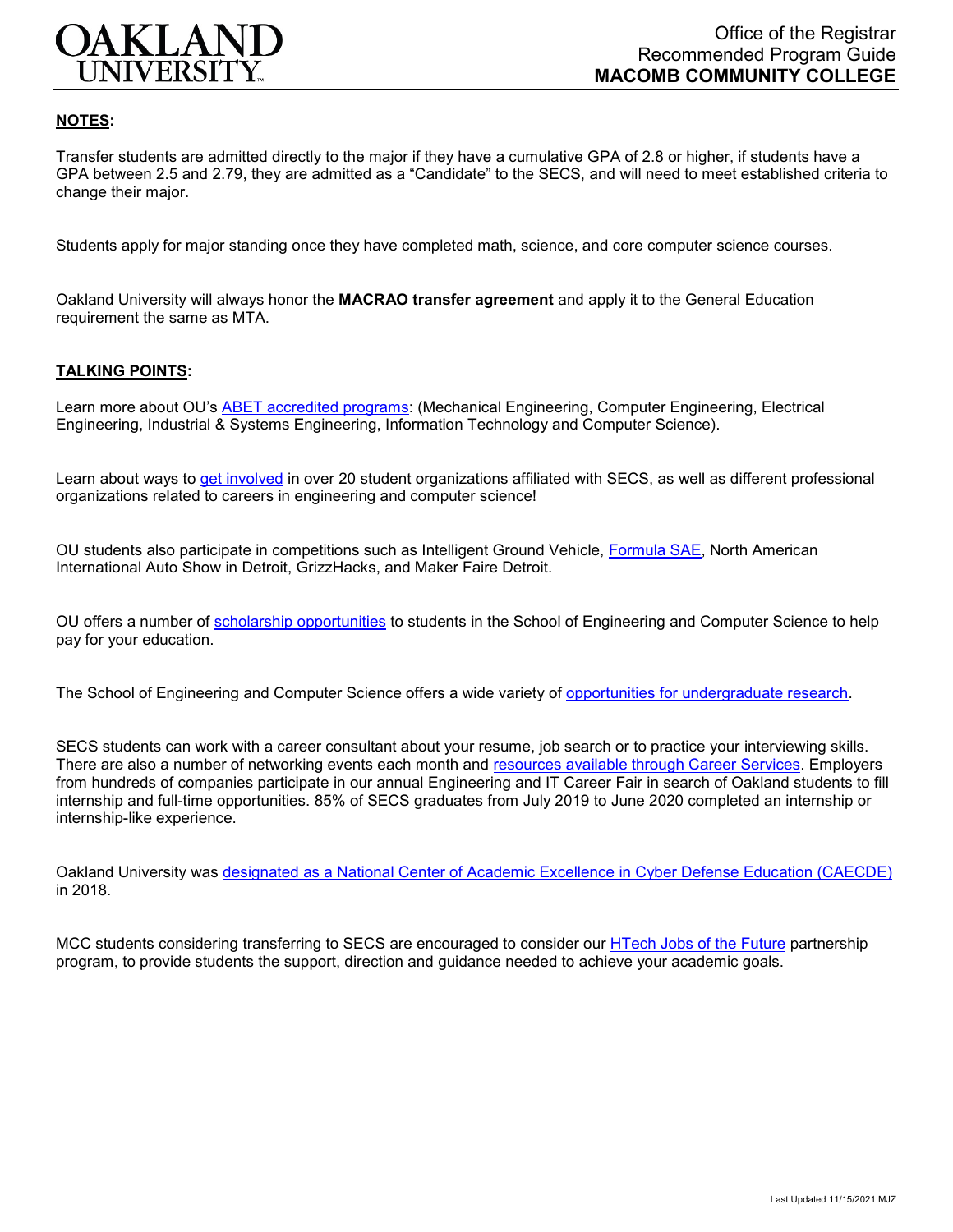**NOTES:**

Transfer students are admitted directly to the major if they have a cumulative GPA of 2.8 or higher, if students have a GPA between 2.5 and 2.79, they are admitted as a "Candidate" to the SECS, and will need to meet established criteria to change their major.

Students apply for major standing once they have completed math, science, and core computer science courses.

Oakland University will always honor the **MACRAO transfer agreement** and apply it to the General Education requirement the same as MTA.

**TALKING POINTS:**

Learn more about OU's ABET accredited programs: (Mechanical Engineering, Computer Engineering, Electrical Engineering, Industrial & Systems Engineering, Information Technology and Computer Science).

Learn about ways to get involved in over 20 student organizations affiliated with SECS, as well as different professional organizations related to careers in engineering and computer science!

OU students also participate in competitions such as Intelligent Ground Vehicle, Formula SAE, North American International Auto Show in Detroit, GrizzHacks, and Maker Faire Detroit.

OU offers a number of scholarship opportunities to students in the School of Engineering and Computer Science to help pay for your education.

The School of Engineering and Computer Science offers a wide variety of opportunities for undergraduate research.

SECS students can work with a career consultant about your resume, job search or to practice your interviewing skills. There are also a number of networking events each month and resources available through Career Services. Employers from hundreds of companies participate in our annual Engineering and IT Career Fair in search of Oakland students to fill internship and full-time opportunities. 85% of SECS graduates from July 2019 to June 2020 completed an internship or internship-like experience.

Oakland University was designated as a National Center of Academic Excellence in Cyber Defense Education (CAECDE) in 2018.

MCC students considering transferring to SECS are encouraged to consider our HTech Jobs of the Future partnership program, to provide students the support, direction and guidance needed to achieve your academic goals.

Last Updated 11/15/2021 MJZ